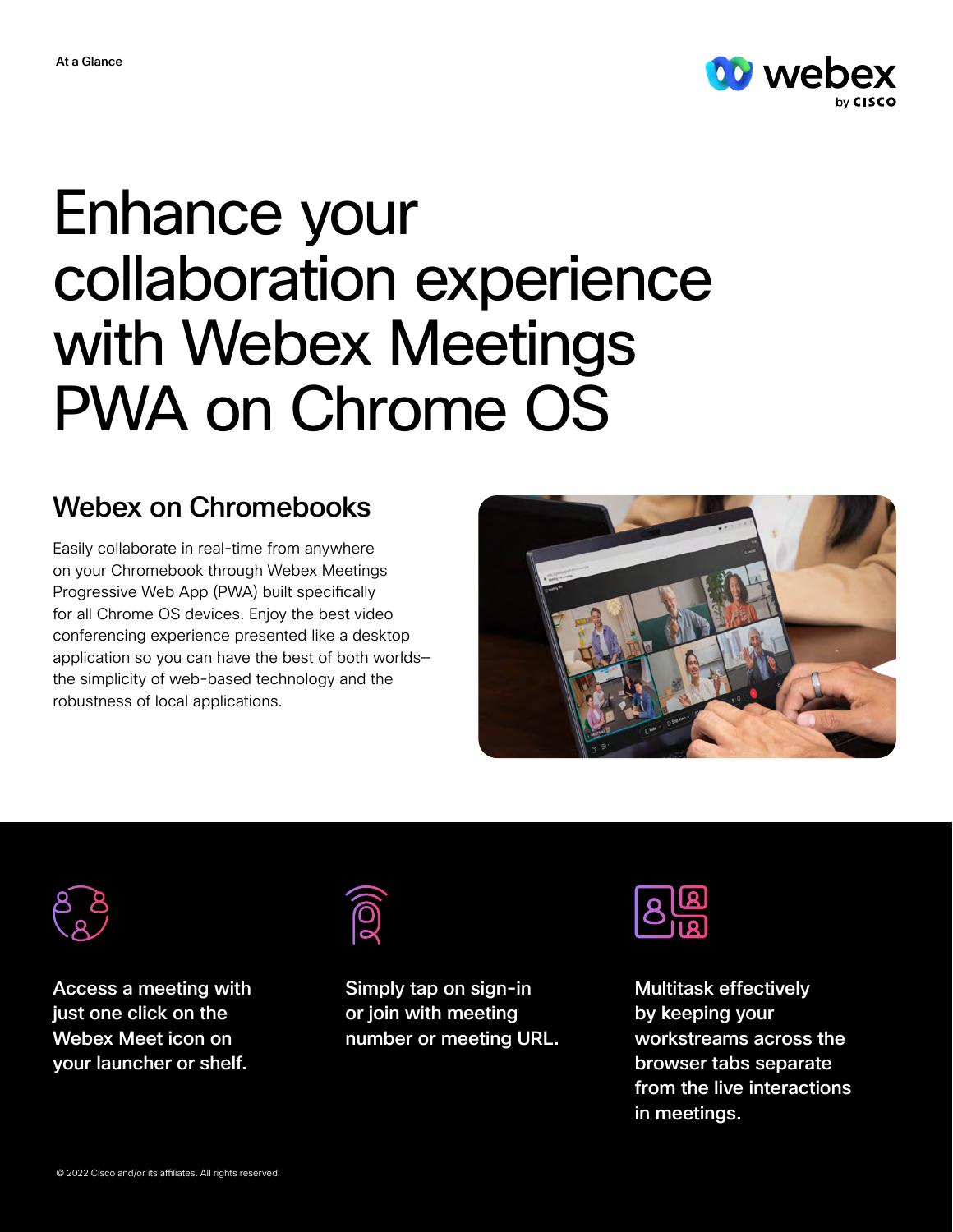At a Glance

# Enhance your collaboration experience with Webex Meetings PWA on Chrome OS

## Webex on Chromebooks

Easily collaborate in real-time from anywhere on your Chromebook through Webex Meetings Progressive Web App (PWA) built specifically for all Chrome OS devices. Enjoy the best video conferencing experience presented like a desktop application so you can have the best of both worlds–the simplicity of web-based technology and the robustness of local applications.

**Access a meeting with just one click on the Webex Meet icon on your launcher or shelf.**

**Simply tap on sign-in or join with meeting number or meeting URL.**

**Multitask effectively by keeping your workstreams across the browser tabs separate from the live interactions in meetings.**

© 2022 Cisco and/or its affiliates. All rights reserved.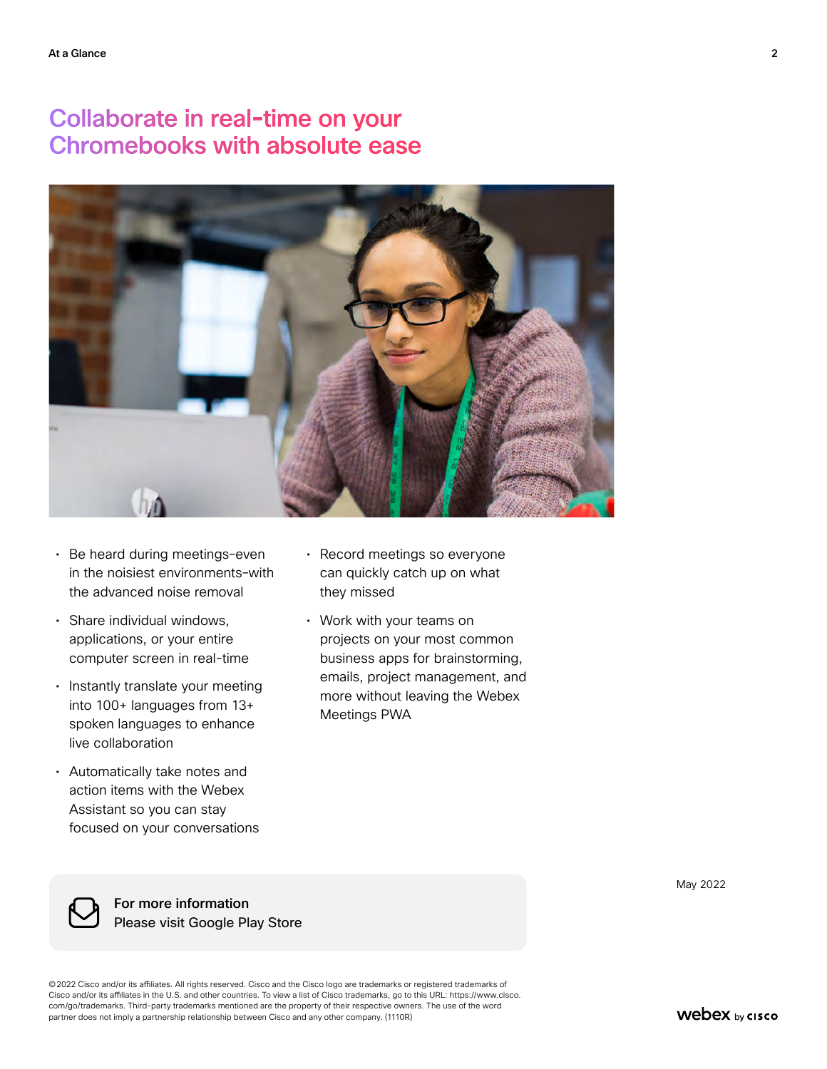# Collaborate in real-time on your Chromebooks with absolute ease

- Be heard during meetings–even in the noisiest environments–with the advanced noise removal
- Share individual windows, applications, or your entire computer screen in real-time
- Instantly translate your meeting into 100+ languages from 13+ spoken languages to enhance live collaboration
- Automatically take notes and action items with the Webex Assistant so you can stay focused on your conversations
- Record meetings so everyone can quickly catch up on what they missed
- Work with your teams on projects on your most common business apps for brainstorming, emails, project management, and more without leaving the Webex Meetings PWA

**For more information**
Please visit Google Play Store

May 2022

©2022 Cisco and/or its affiliates. All rights reserved. Cisco and the Cisco logo are trademarks or registered trademarks of Cisco and/or its affiliates in the U.S. and other countries. To view a list of Cisco trademarks, go to this URL: https://www.cisco.com/go/trademarks. Third-party trademarks mentioned are the property of their respective owners. The use of the word partner does not imply a partnership relationship between Cisco and any other company. (1110R)

webex by cisco